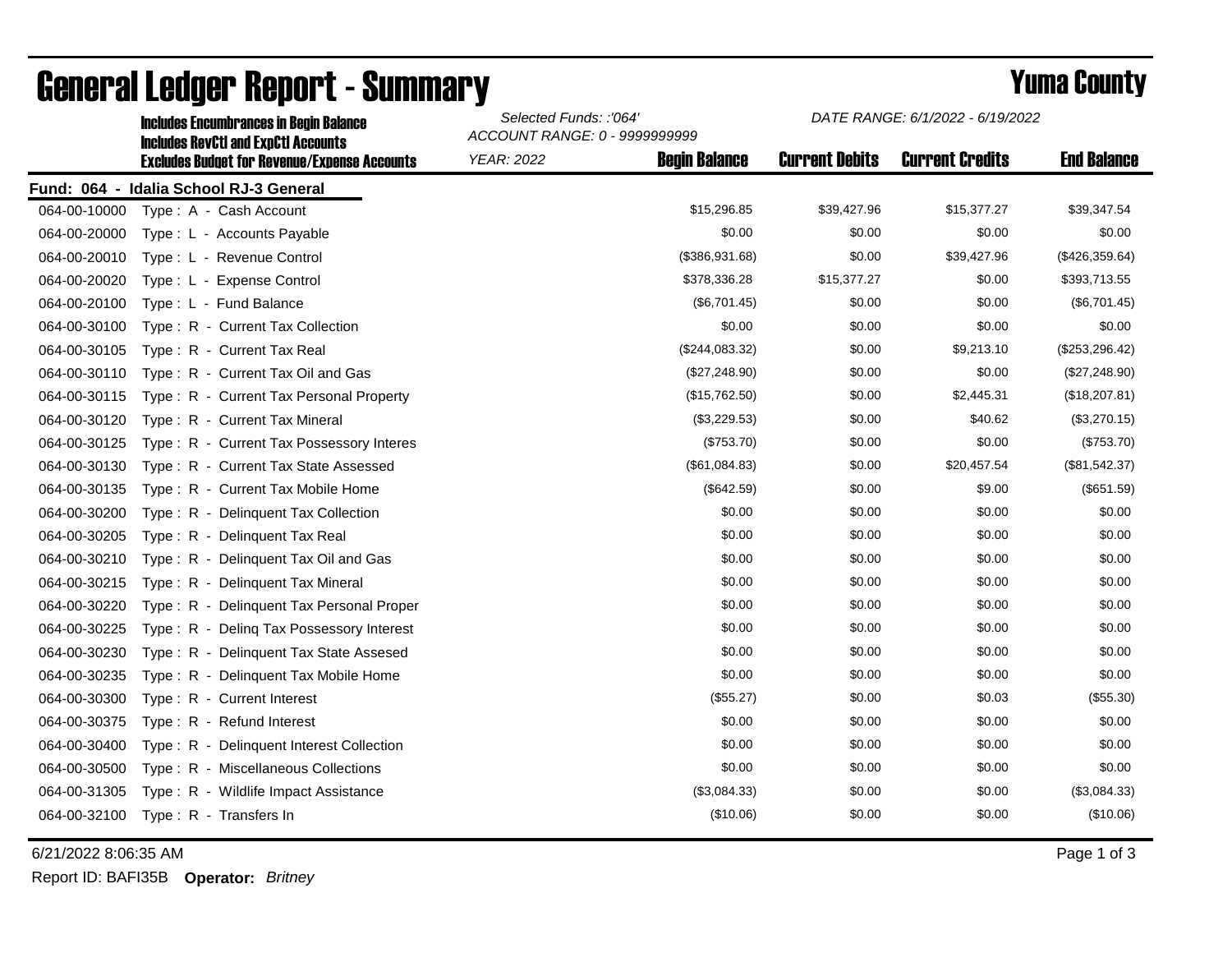# General Ledger Report - Summary

**Yuma County**

**Includes Encumbrances in Begin Balance**
**Includes RevCtl and ExpCtl Accounts**
**Excludes Budget for Revenue/Expense Accounts**

*Selected Funds: :'064'*
*ACCOUNT RANGE: 0 - 9999999999*
*YEAR: 2022*

*DATE RANGE: 6/1/2022 - 6/19/2022*

## Fund: 064 - Idalia School RJ-3 General

| Account | Description | Begin Balance | Current Debits | Current Credits | End Balance |
|---|---|---|---|---|---|
| 064-00-10000 | Type : A - Cash Account | $15,296.85 | $39,427.96 | $15,377.27 | $39,347.54 |
| 064-00-20000 | Type : L - Accounts Payable | $0.00 | $0.00 | $0.00 | $0.00 |
| 064-00-20010 | Type : L - Revenue Control | ($386,931.68) | $0.00 | $39,427.96 | ($426,359.64) |
| 064-00-20020 | Type : L - Expense Control | $378,336.28 | $15,377.27 | $0.00 | $393,713.55 |
| 064-00-20100 | Type : L - Fund Balance | ($6,701.45) | $0.00 | $0.00 | ($6,701.45) |
| 064-00-30100 | Type : R - Current Tax Collection | $0.00 | $0.00 | $0.00 | $0.00 |
| 064-00-30105 | Type : R - Current Tax Real | ($244,083.32) | $0.00 | $9,213.10 | ($253,296.42) |
| 064-00-30110 | Type : R - Current Tax Oil and Gas | ($27,248.90) | $0.00 | $0.00 | ($27,248.90) |
| 064-00-30115 | Type : R - Current Tax Personal Property | ($15,762.50) | $0.00 | $2,445.31 | ($18,207.81) |
| 064-00-30120 | Type : R - Current Tax Mineral | ($3,229.53) | $0.00 | $40.62 | ($3,270.15) |
| 064-00-30125 | Type : R - Current Tax Possessory Interes | ($753.70) | $0.00 | $0.00 | ($753.70) |
| 064-00-30130 | Type : R - Current Tax State Assessed | ($61,084.83) | $0.00 | $20,457.54 | ($81,542.37) |
| 064-00-30135 | Type : R - Current Tax Mobile Home | ($642.59) | $0.00 | $9.00 | ($651.59) |
| 064-00-30200 | Type : R - Delinquent Tax Collection | $0.00 | $0.00 | $0.00 | $0.00 |
| 064-00-30205 | Type : R - Delinquent Tax Real | $0.00 | $0.00 | $0.00 | $0.00 |
| 064-00-30210 | Type : R - Delinquent Tax Oil and Gas | $0.00 | $0.00 | $0.00 | $0.00 |
| 064-00-30215 | Type : R - Delinquent Tax Mineral | $0.00 | $0.00 | $0.00 | $0.00 |
| 064-00-30220 | Type : R - Delinquent Tax Personal Proper | $0.00 | $0.00 | $0.00 | $0.00 |
| 064-00-30225 | Type : R - Delinq Tax Possessory Interest | $0.00 | $0.00 | $0.00 | $0.00 |
| 064-00-30230 | Type : R - Delinquent Tax State Assesed | $0.00 | $0.00 | $0.00 | $0.00 |
| 064-00-30235 | Type : R - Delinquent Tax Mobile Home | $0.00 | $0.00 | $0.00 | $0.00 |
| 064-00-30300 | Type : R - Current Interest | ($55.27) | $0.00 | $0.03 | ($55.30) |
| 064-00-30375 | Type : R - Refund Interest | $0.00 | $0.00 | $0.00 | $0.00 |
| 064-00-30400 | Type : R - Delinquent Interest Collection | $0.00 | $0.00 | $0.00 | $0.00 |
| 064-00-30500 | Type : R - Miscellaneous Collections | $0.00 | $0.00 | $0.00 | $0.00 |
| 064-00-31305 | Type : R - Wildlife Impact Assistance | ($3,084.33) | $0.00 | $0.00 | ($3,084.33) |
| 064-00-32100 | Type : R - Transfers In | ($10.06) | $0.00 | $0.00 | ($10.06) |

6/21/2022 8:06:35 AM

Report ID: BAFI35B **Operator:** *Britney*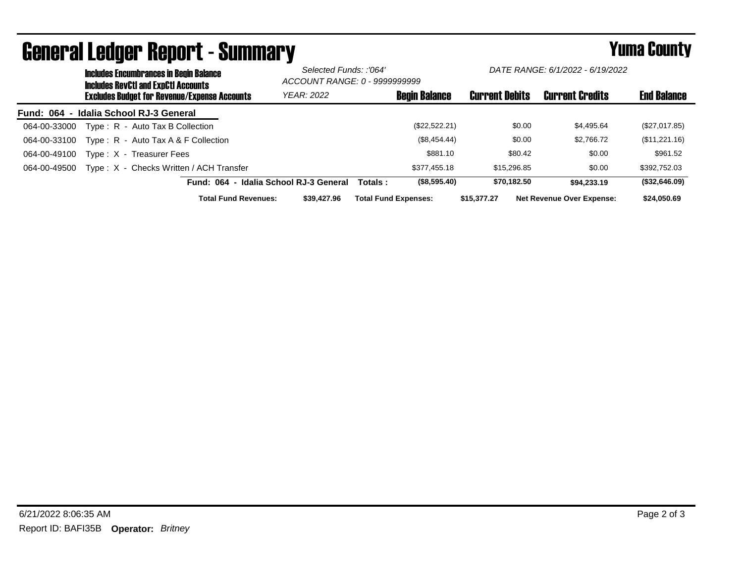# General Ledger Report - Summary

## Yuma County

**Includes Encumbrances in Begin Balance**
**Includes RevCtl and ExpCtl Accounts**
**Excludes Budget for Revenue/Expense Accounts**

*Selected Funds: :'064'*
*ACCOUNT RANGE: 0 - 9999999999*
*YEAR: 2022*

*DATE RANGE: 6/1/2022 - 6/19/2022*

| | | Begin Balance | Current Debits | Current Credits | End Balance |
|---|---|---|---|---|---|
| **Fund: 064 - Idalia School RJ-3 General** | | | | | |
| 064-00-33000 | Type : R - Auto Tax B Collection | ($22,522.21) | $0.00 | $4,495.64 | ($27,017.85) |
| 064-00-33100 | Type : R - Auto Tax A & F Collection | ($8,454.44) | $0.00 | $2,766.72 | ($11,221.16) |
| 064-00-49100 | Type : X - Treasurer Fees | $881.10 | $80.42 | $0.00 | $961.52 |
| 064-00-49500 | Type : X - Checks Written / ACH Transfer | $377,455.18 | $15,296.85 | $0.00 | $392,752.03 |
| | **Fund: 064 - Idalia School RJ-3 General Totals :** | **($8,595.40)** | **$70,182.50** | **$94,233.19** | **($32,646.09)** |

**Total Fund Revenues:** $39,427.96 **Total Fund Expenses:** $15,377.27 **Net Revenue Over Expense:** $24,050.69

6/21/2022 8:06:35 AM

Report ID: BAFI35B **Operator:** *Britney*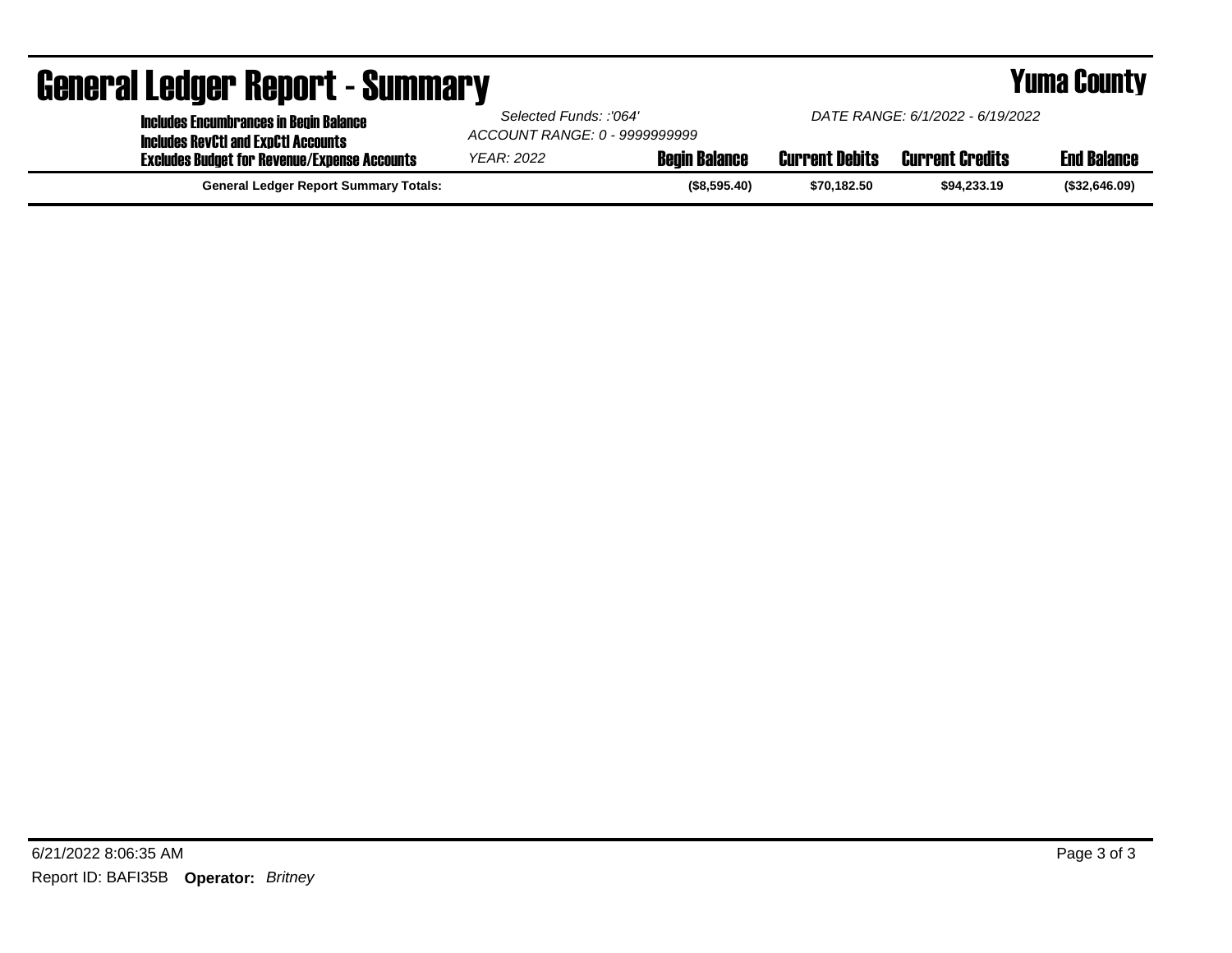# General Ledger Report - Summary

## Yuma County

**Includes Encumbrances in Begin Balance**
**Includes RevCtl and ExpCtl Accounts**
**Excludes Budget for Revenue/Expense Accounts**

*Selected Funds: :'064'*
*ACCOUNT RANGE: 0 - 9999999999*
*YEAR: 2022*

*DATE RANGE: 6/1/2022 - 6/19/2022*

| | Begin Balance | Current Debits | Current Credits | End Balance |
|---|---|---|---|---|
| **General Ledger Report Summary Totals:** | **($8,595.40)** | **$70,182.50** | **$94,233.19** | **($32,646.09)** |

6/21/2022 8:06:35 AM

Report ID: BAFI35B **Operator:** *Britney*